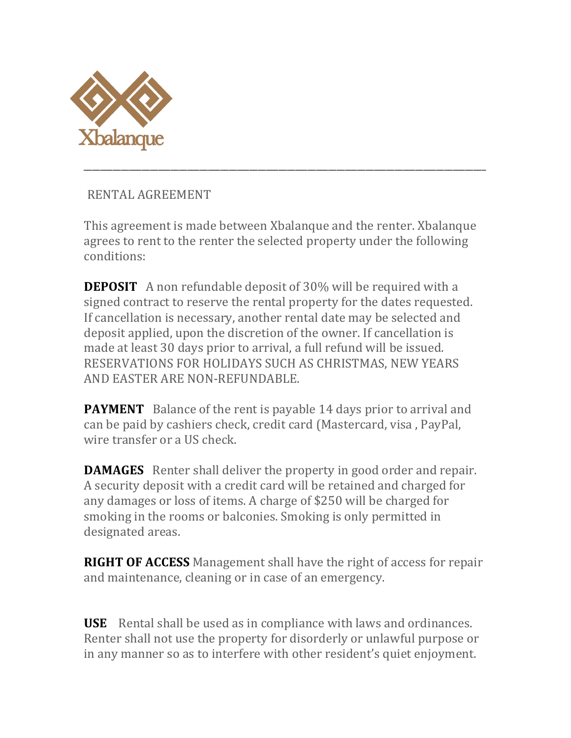Xbalanque

---

RENTAL AGREEMENT

This agreement is made between Xbalanque and the renter. Xbalanque agrees to rent to the renter the selected property under the following conditions:

**DEPOSIT** A non refundable deposit of 30% will be required with a signed contract to reserve the rental property for the dates requested. If cancellation is necessary, another rental date may be selected and deposit applied, upon the discretion of the owner. If cancellation is made at least 30 days prior to arrival, a full refund will be issued. RESERVATIONS FOR HOLIDAYS SUCH AS CHRISTMAS, NEW YEARS AND EASTER ARE NON-REFUNDABLE.

**PAYMENT** Balance of the rent is payable 14 days prior to arrival and can be paid by cashiers check, credit card (Mastercard, visa , PayPal, wire transfer or a US check.

**DAMAGES** Renter shall deliver the property in good order and repair. A security deposit with a credit card will be retained and charged for any damages or loss of items. A charge of $250 will be charged for smoking in the rooms or balconies. Smoking is only permitted in designated areas.

**RIGHT OF ACCESS** Management shall have the right of access for repair and maintenance, cleaning or in case of an emergency.

**USE** Rental shall be used as in compliance with laws and ordinances. Renter shall not use the property for disorderly or unlawful purpose or in any manner so as to interfere with other resident's quiet enjoyment.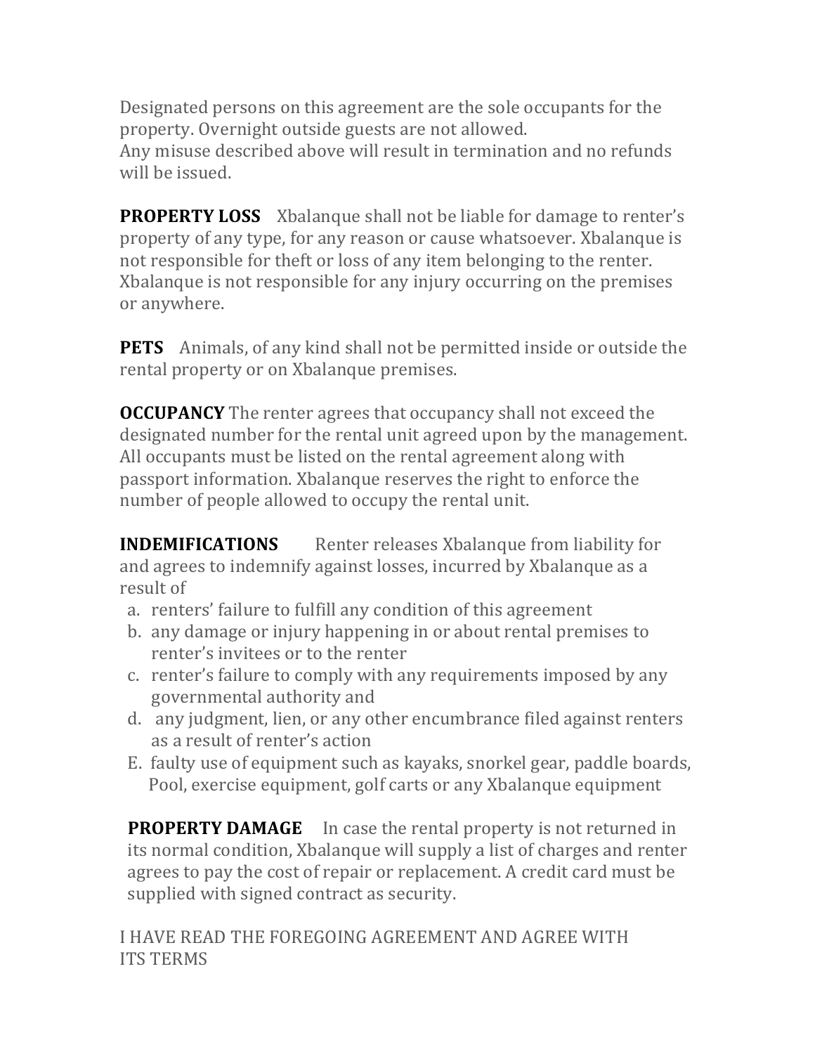Designated persons on this agreement are the sole occupants for the property. Overnight outside guests are not allowed.
Any misuse described above will result in termination and no refunds will be issued.

**PROPERTY LOSS** Xbalanque shall not be liable for damage to renter's property of any type, for any reason or cause whatsoever. Xbalanque is not responsible for theft or loss of any item belonging to the renter. Xbalanque is not responsible for any injury occurring on the premises or anywhere.

**PETS** Animals, of any kind shall not be permitted inside or outside the rental property or on Xbalanque premises.

**OCCUPANCY** The renter agrees that occupancy shall not exceed the designated number for the rental unit agreed upon by the management. All occupants must be listed on the rental agreement along with passport information. Xbalanque reserves the right to enforce the number of people allowed to occupy the rental unit.

**INDEMIFICATIONS** Renter releases Xbalanque from liability for and agrees to indemnify against losses, incurred by Xbalanque as a result of

a. renters' failure to fulfill any condition of this agreement
b. any damage or injury happening in or about rental premises to renter's invitees or to the renter
c. renter's failure to comply with any requirements imposed by any governmental authority and
d. any judgment, lien, or any other encumbrance filed against renters as a result of renter's action
E. faulty use of equipment such as kayaks, snorkel gear, paddle boards, Pool, exercise equipment, golf carts or any Xbalanque equipment

**PROPERTY DAMAGE** In case the rental property is not returned in its normal condition, Xbalanque will supply a list of charges and renter agrees to pay the cost of repair or replacement. A credit card must be supplied with signed contract as security.

I HAVE READ THE FOREGOING AGREEMENT AND AGREE WITH ITS TERMS